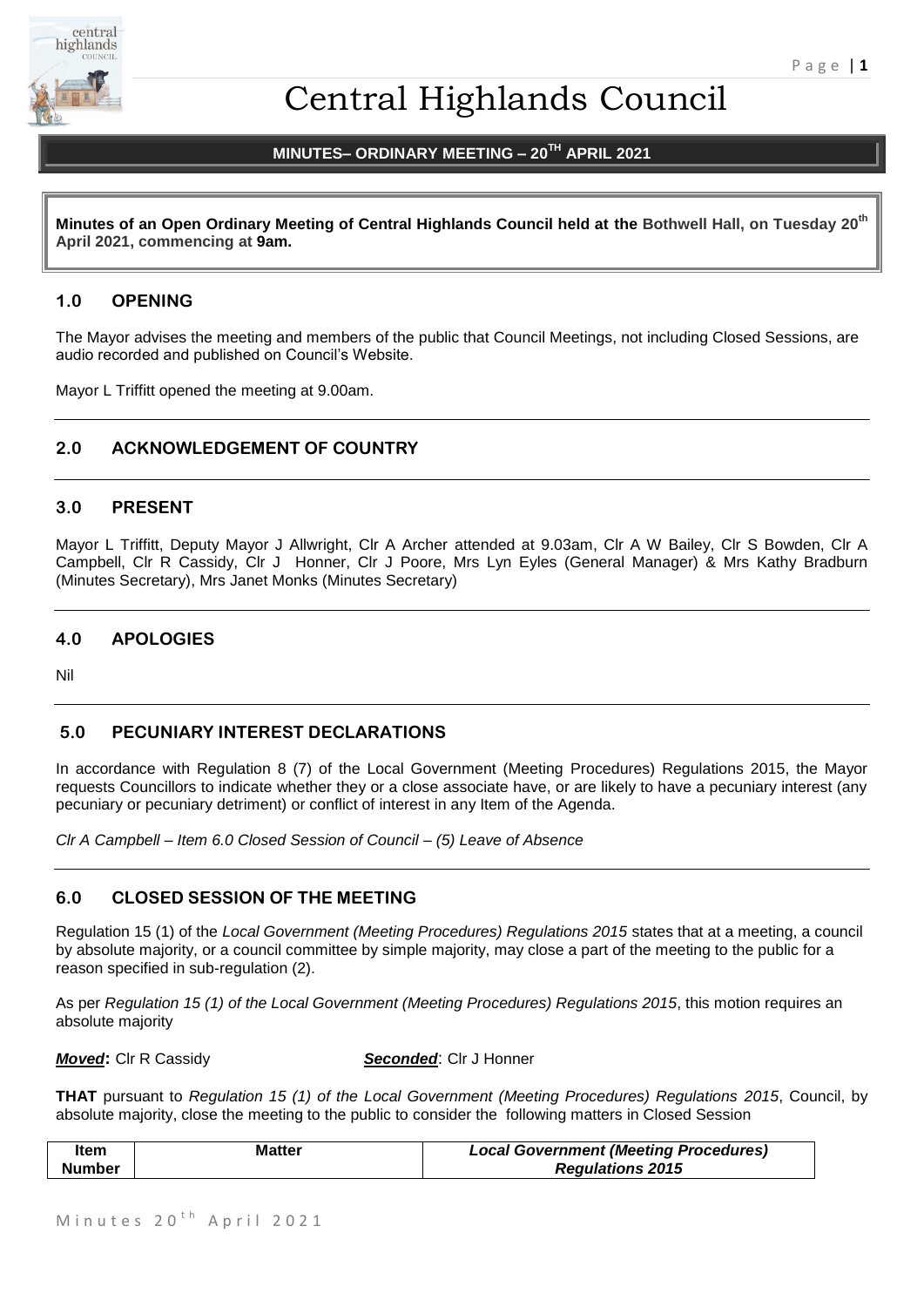# Central Highlands Council

## MINUTES– ORDINARY MEETING – 20TH APRIL 2021

**Minutes of an Open Ordinary Meeting of Central Highlands Council held at the Bothwell Hall, on Tuesday 20th April 2021, commencing at 9am.**

### 1.0 OPENING

The Mayor advises the meeting and members of the public that Council Meetings, not including Closed Sessions, are audio recorded and published on Council's Website.

Mayor L Triffitt opened the meeting at 9.00am.

### 2.0 ACKNOWLEDGEMENT OF COUNTRY

### 3.0 PRESENT

Mayor L Triffitt, Deputy Mayor J Allwright, Clr A Archer attended at 9.03am, Clr A W Bailey, Clr S Bowden, Clr A Campbell, Clr R Cassidy, Clr J Honner, Clr J Poore, Mrs Lyn Eyles (General Manager) & Mrs Kathy Bradburn (Minutes Secretary), Mrs Janet Monks (Minutes Secretary)

### 4.0 APOLOGIES

Nil

### 5.0 PECUNIARY INTEREST DECLARATIONS

In accordance with Regulation 8 (7) of the Local Government (Meeting Procedures) Regulations 2015, the Mayor requests Councillors to indicate whether they or a close associate have, or are likely to have a pecuniary interest (any pecuniary or pecuniary detriment) or conflict of interest in any Item of the Agenda.

*Clr A Campbell – Item 6.0 Closed Session of Council – (5) Leave of Absence*

### 6.0 CLOSED SESSION OF THE MEETING

Regulation 15 (1) of the *Local Government (Meeting Procedures) Regulations 2015* states that at a meeting, a council by absolute majority, or a council committee by simple majority, may close a part of the meeting to the public for a reason specified in sub-regulation (2).

As per *Regulation 15 (1) of the Local Government (Meeting Procedures) Regulations 2015*, this motion requires an absolute majority

***Moved*:** Clr R Cassidy ***Seconded***: Clr J Honner

**THAT** pursuant to *Regulation 15 (1) of the Local Government (Meeting Procedures) Regulations 2015*, Council, by absolute majority, close the meeting to the public to consider the following matters in Closed Session

| Item Number | Matter | *Local Government (Meeting Procedures) Regulations 2015* |
| --- | --- | --- |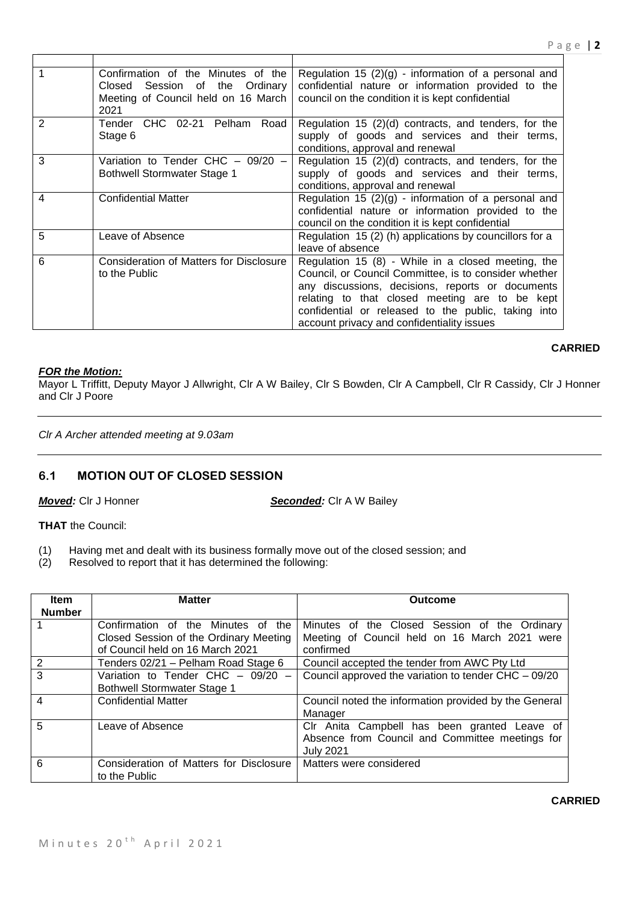| | | |
|---|---|---|
| 1 | Confirmation of the Minutes of the Closed Session of the Ordinary Meeting of Council held on 16 March 2021 | Regulation 15 (2)(g) - information of a personal and confidential nature or information provided to the council on the condition it is kept confidential |
| 2 | Tender CHC 02-21 Pelham Road Stage 6 | Regulation 15 (2)(d) contracts, and tenders, for the supply of goods and services and their terms, conditions, approval and renewal |
| 3 | Variation to Tender CHC – 09/20 – Bothwell Stormwater Stage 1 | Regulation 15 (2)(d) contracts, and tenders, for the supply of goods and services and their terms, conditions, approval and renewal |
| 4 | Confidential Matter | Regulation 15 (2)(g) - information of a personal and confidential nature or information provided to the council on the condition it is kept confidential |
| 5 | Leave of Absence | Regulation 15 (2) (h) applications by councillors for a leave of absence |
| 6 | Consideration of Matters for Disclosure to the Public | Regulation 15 (8) - While in a closed meeting, the Council, or Council Committee, is to consider whether any discussions, decisions, reports or documents relating to that closed meeting are to be kept confidential or released to the public, taking into account privacy and confidentiality issues |

**CARRIED**

***FOR the Motion:***

Mayor L Triffitt, Deputy Mayor J Allwright, Clr A W Bailey, Clr S Bowden, Clr A Campbell, Clr R Cassidy, Clr J Honner and Clr J Poore

---

*Clr A Archer attended meeting at 9.03am*

---

## 6.1 MOTION OUT OF CLOSED SESSION

***Moved:*** Clr J Honner ***Seconded:*** Clr A W Bailey

**THAT** the Council:

(1) Having met and dealt with its business formally move out of the closed session; and

(2) Resolved to report that it has determined the following:

| Item Number | Matter | Outcome |
|---|---|---|
| 1 | Confirmation of the Minutes of the Closed Session of the Ordinary Meeting of Council held on 16 March 2021 | Minutes of the Closed Session of the Ordinary Meeting of Council held on 16 March 2021 were confirmed |
| 2 | Tenders 02/21 – Pelham Road Stage 6 | Council accepted the tender from AWC Pty Ltd |
| 3 | Variation to Tender CHC – 09/20 – Bothwell Stormwater Stage 1 | Council approved the variation to tender CHC – 09/20 |
| 4 | Confidential Matter | Council noted the information provided by the General Manager |
| 5 | Leave of Absence | Clr Anita Campbell has been granted Leave of Absence from Council and Committee meetings for July 2021 |
| 6 | Consideration of Matters for Disclosure to the Public | Matters were considered |

**CARRIED**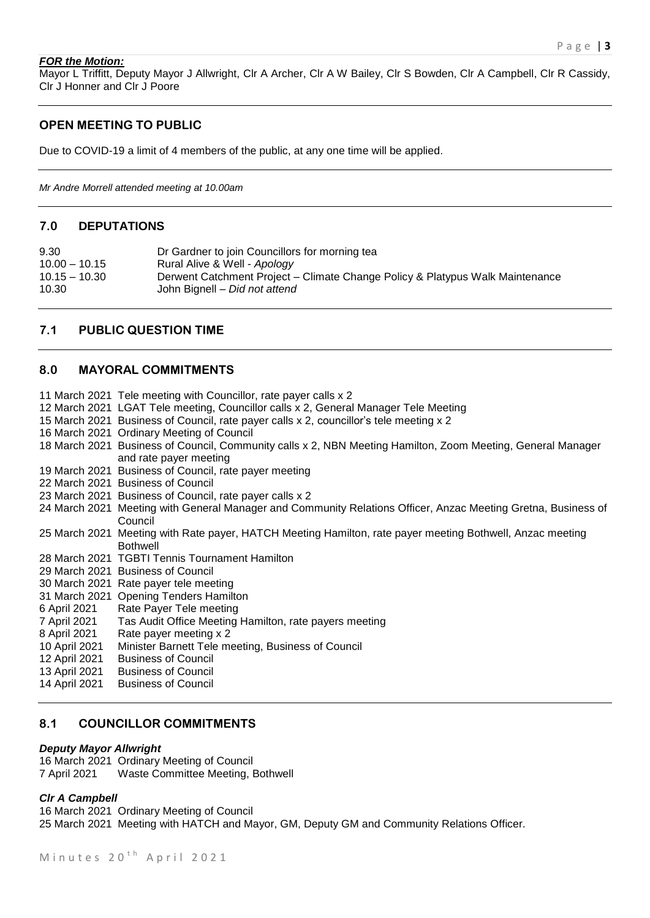***FOR the Motion:***
Mayor L Triffitt, Deputy Mayor J Allwright, Clr A Archer, Clr A W Bailey, Clr S Bowden, Clr A Campbell, Clr R Cassidy, Clr J Honner and Clr J Poore

## OPEN MEETING TO PUBLIC

Due to COVID-19 a limit of 4 members of the public, at any one time will be applied.

*Mr Andre Morrell attended meeting at 10.00am*

## 7.0 DEPUTATIONS

| | |
|---|---|
| 9.30 | Dr Gardner to join Councillors for morning tea |
| 10.00 – 10.15 | Rural Alive & Well - *Apology* |
| 10.15 – 10.30 | Derwent Catchment Project – Climate Change Policy & Platypus Walk Maintenance |
| 10.30 | John Bignell – *Did not attend* |

## 7.1 PUBLIC QUESTION TIME

## 8.0 MAYORAL COMMITMENTS

| | |
|---|---|
| 11 March 2021 | Tele meeting with Councillor, rate payer calls x 2 |
| 12 March 2021 | LGAT Tele meeting, Councillor calls x 2, General Manager Tele Meeting |
| 15 March 2021 | Business of Council, rate payer calls x 2, councillor's tele meeting x 2 |
| 16 March 2021 | Ordinary Meeting of Council |
| 18 March 2021 | Business of Council, Community calls x 2, NBN Meeting Hamilton, Zoom Meeting, General Manager and rate payer meeting |
| 19 March 2021 | Business of Council, rate payer meeting |
| 22 March 2021 | Business of Council |
| 23 March 2021 | Business of Council, rate payer calls x 2 |
| 24 March 2021 | Meeting with General Manager and Community Relations Officer, Anzac Meeting Gretna, Business of Council |
| 25 March 2021 | Meeting with Rate payer, HATCH Meeting Hamilton, rate payer meeting Bothwell, Anzac meeting Bothwell |
| 28 March 2021 | TGBTI Tennis Tournament Hamilton |
| 29 March 2021 | Business of Council |
| 30 March 2021 | Rate payer tele meeting |
| 31 March 2021 | Opening Tenders Hamilton |
| 6 April 2021 | Rate Payer Tele meeting |
| 7 April 2021 | Tas Audit Office Meeting Hamilton, rate payers meeting |
| 8 April 2021 | Rate payer meeting x 2 |
| 10 April 2021 | Minister Barnett Tele meeting, Business of Council |
| 12 April 2021 | Business of Council |
| 13 April 2021 | Business of Council |
| 14 April 2021 | Business of Council |

## 8.1 COUNCILLOR COMMITMENTS

***Deputy Mayor Allwright***

| | |
|---|---|
| 16 March 2021 | Ordinary Meeting of Council |
| 7 April 2021 | Waste Committee Meeting, Bothwell |

***Clr A Campbell***

| | |
|---|---|
| 16 March 2021 | Ordinary Meeting of Council |
| 25 March 2021 | Meeting with HATCH and Mayor, GM, Deputy GM and Community Relations Officer. |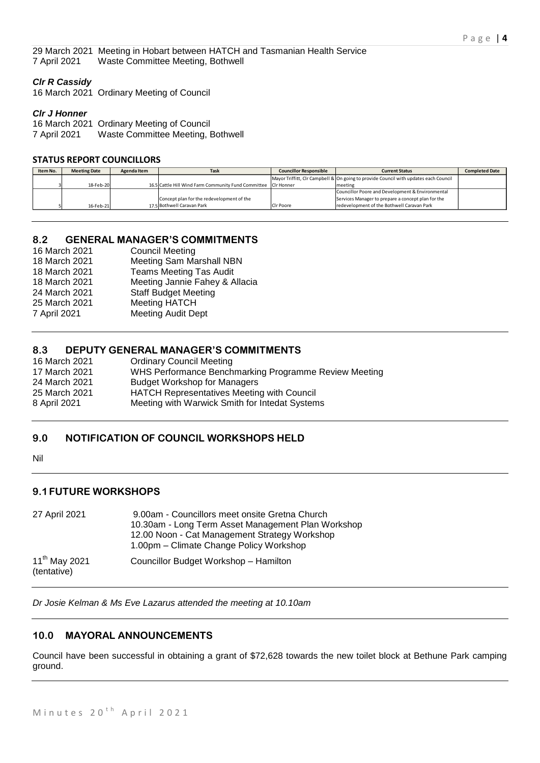29 March 2021 Meeting in Hobart between HATCH and Tasmanian Health Service
7 April 2021 Waste Committee Meeting, Bothwell

***Clr R Cassidy***

16 March 2021 Ordinary Meeting of Council

***Clr J Honner***

16 March 2021 Ordinary Meeting of Council
7 April 2021 Waste Committee Meeting, Bothwell

**STATUS REPORT COUNCILLORS**

| Item No. | Meeting Date | Agenda Item | Task | Councillor Responsible | Current Status | Completed Date |
|---|---|---|---|---|---|---|
| 3 | 18-Feb-20 | 16.5 | Cattle Hill Wind Farm Community Fund Committee | Mayor Triffitt, Clr Campbell & Clr Honner | On going to provide Council with updates each Council meeting | |
| 5 | 16-Feb-21 | 17.5 | Concept plan for the redevelopment of the Bothwell Caravan Park | Clr Poore | Councillor Poore and Development & Environmental Services Manager to prepare a concept plan for the redevelopment of the Bothwell Caravan Park | |

## 8.2 GENERAL MANAGER'S COMMITMENTS

16 March 2021 Council Meeting
18 March 2021 Meeting Sam Marshall NBN
18 March 2021 Teams Meeting Tas Audit
18 March 2021 Meeting Jannie Fahey & Allacia
24 March 2021 Staff Budget Meeting
25 March 2021 Meeting HATCH
7 April 2021 Meeting Audit Dept

## 8.3 DEPUTY GENERAL MANAGER'S COMMITMENTS

16 March 2021 Ordinary Council Meeting
17 March 2021 WHS Performance Benchmarking Programme Review Meeting
24 March 2021 Budget Workshop for Managers
25 March 2021 HATCH Representatives Meeting with Council
8 April 2021 Meeting with Warwick Smith for Intedat Systems

## 9.0 NOTIFICATION OF COUNCIL WORKSHOPS HELD

Nil

## 9.1 FUTURE WORKSHOPS

27 April 2021
9.00am - Councillors meet onsite Gretna Church
10.30am - Long Term Asset Management Plan Workshop
12.00 Noon - Cat Management Strategy Workshop
1.00pm – Climate Change Policy Workshop

11th May 2021 (tentative)
Councillor Budget Workshop – Hamilton

*Dr Josie Kelman & Ms Eve Lazarus attended the meeting at 10.10am*

## 10.0 MAYORAL ANNOUNCEMENTS

Council have been successful in obtaining a grant of $72,628 towards the new toilet block at Bethune Park camping ground.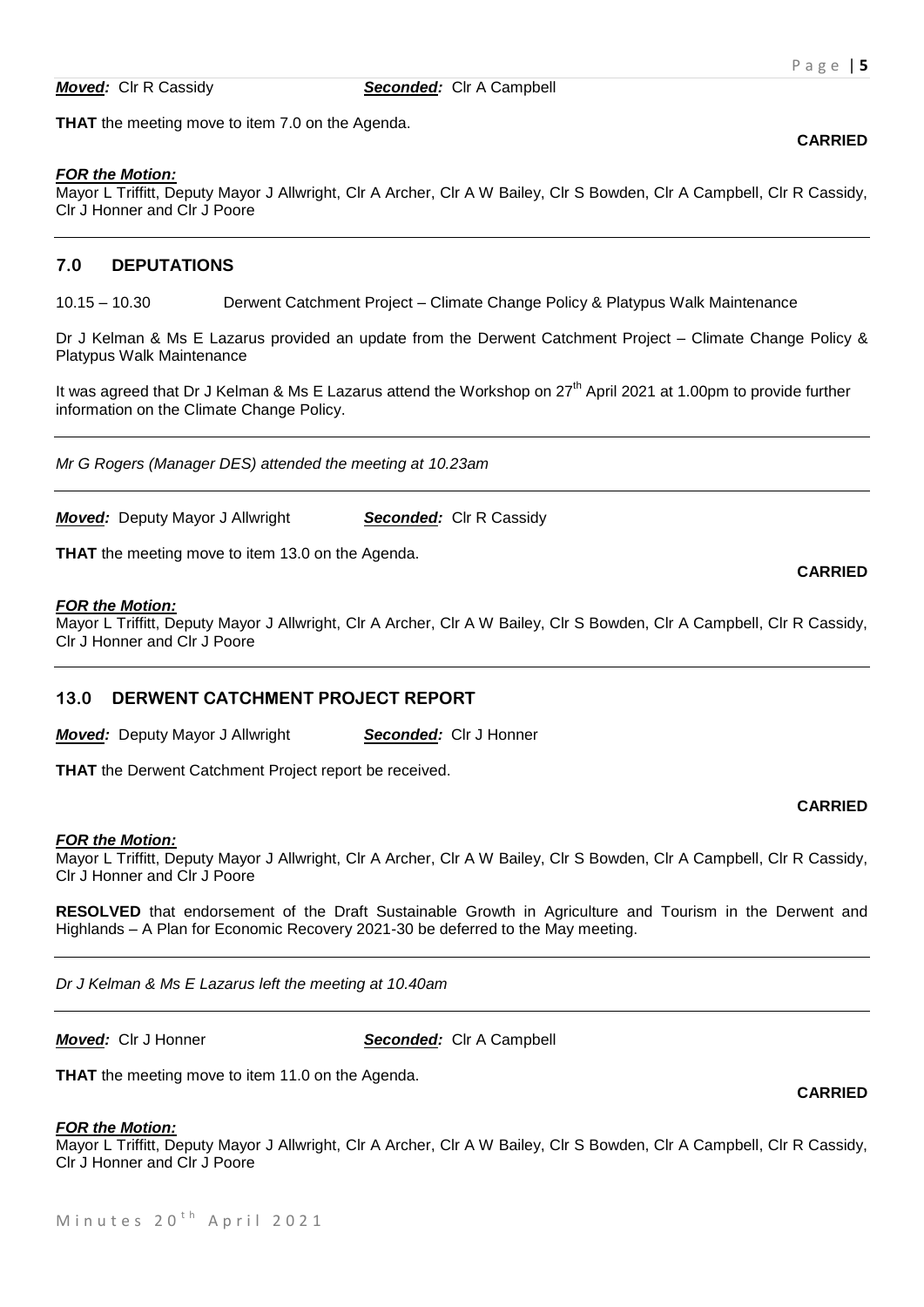***Moved:*** Clr R Cassidy ***Seconded:*** Clr A Campbell

**THAT** the meeting move to item 7.0 on the Agenda.

**CARRIED**

***FOR the Motion:***
Mayor L Triffitt, Deputy Mayor J Allwright, Clr A Archer, Clr A W Bailey, Clr S Bowden, Clr A Campbell, Clr R Cassidy, Clr J Honner and Clr J Poore

---

## 7.0 DEPUTATIONS

10.15 – 10.30 Derwent Catchment Project – Climate Change Policy & Platypus Walk Maintenance

Dr J Kelman & Ms E Lazarus provided an update from the Derwent Catchment Project – Climate Change Policy & Platypus Walk Maintenance

It was agreed that Dr J Kelman & Ms E Lazarus attend the Workshop on 27th April 2021 at 1.00pm to provide further information on the Climate Change Policy.

---

*Mr G Rogers (Manager DES) attended the meeting at 10.23am*

---

***Moved:*** Deputy Mayor J Allwright ***Seconded:*** Clr R Cassidy

**THAT** the meeting move to item 13.0 on the Agenda.

**CARRIED**

***FOR the Motion:***
Mayor L Triffitt, Deputy Mayor J Allwright, Clr A Archer, Clr A W Bailey, Clr S Bowden, Clr A Campbell, Clr R Cassidy, Clr J Honner and Clr J Poore

---

## 13.0 DERWENT CATCHMENT PROJECT REPORT

***Moved:*** Deputy Mayor J Allwright ***Seconded:*** Clr J Honner

**THAT** the Derwent Catchment Project report be received.

**CARRIED**

***FOR the Motion:***
Mayor L Triffitt, Deputy Mayor J Allwright, Clr A Archer, Clr A W Bailey, Clr S Bowden, Clr A Campbell, Clr R Cassidy, Clr J Honner and Clr J Poore

**RESOLVED** that endorsement of the Draft Sustainable Growth in Agriculture and Tourism in the Derwent and Highlands – A Plan for Economic Recovery 2021-30 be deferred to the May meeting.

---

*Dr J Kelman & Ms E Lazarus left the meeting at 10.40am*

---

***Moved:*** Clr J Honner ***Seconded:*** Clr A Campbell

**THAT** the meeting move to item 11.0 on the Agenda.

**CARRIED**

***FOR the Motion:***
Mayor L Triffitt, Deputy Mayor J Allwright, Clr A Archer, Clr A W Bailey, Clr S Bowden, Clr A Campbell, Clr R Cassidy, Clr J Honner and Clr J Poore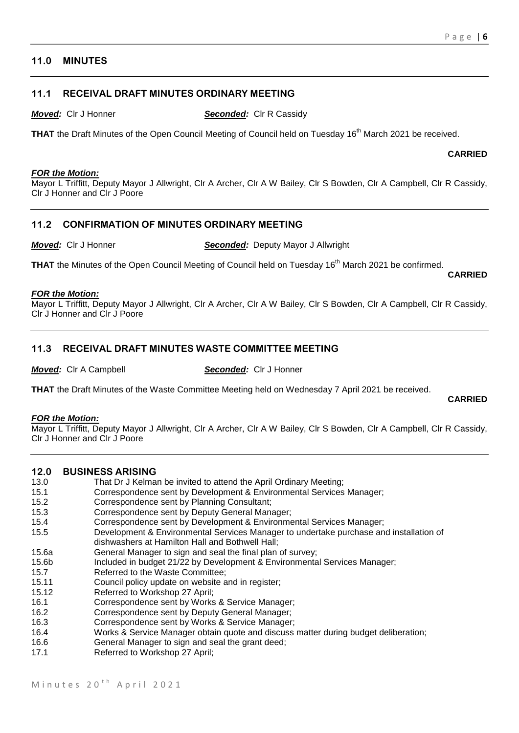## 11.0 MINUTES

### 11.1 RECEIVAL DRAFT MINUTES ORDINARY MEETING

***Moved:*** Clr J Honner ***Seconded:*** Clr R Cassidy

**THAT** the Draft Minutes of the Open Council Meeting of Council held on Tuesday 16th March 2021 be received.

**CARRIED**

***FOR the Motion:***
Mayor L Triffitt, Deputy Mayor J Allwright, Clr A Archer, Clr A W Bailey, Clr S Bowden, Clr A Campbell, Clr R Cassidy, Clr J Honner and Clr J Poore

### 11.2 CONFIRMATION OF MINUTES ORDINARY MEETING

***Moved:*** Clr J Honner ***Seconded:*** Deputy Mayor J Allwright

**THAT** the Minutes of the Open Council Meeting of Council held on Tuesday 16th March 2021 be confirmed.

**CARRIED**

***FOR the Motion:***
Mayor L Triffitt, Deputy Mayor J Allwright, Clr A Archer, Clr A W Bailey, Clr S Bowden, Clr A Campbell, Clr R Cassidy, Clr J Honner and Clr J Poore

### 11.3 RECEIVAL DRAFT MINUTES WASTE COMMITTEE MEETING

***Moved:*** Clr A Campbell ***Seconded:*** Clr J Honner

**THAT** the Draft Minutes of the Waste Committee Meeting held on Wednesday 7 April 2021 be received.

**CARRIED**

***FOR the Motion:***
Mayor L Triffitt, Deputy Mayor J Allwright, Clr A Archer, Clr A W Bailey, Clr S Bowden, Clr A Campbell, Clr R Cassidy, Clr J Honner and Clr J Poore

## 12.0 BUSINESS ARISING

| | |
|---|---|
| 13.0 | That Dr J Kelman be invited to attend the April Ordinary Meeting; |
| 15.1 | Correspondence sent by Development & Environmental Services Manager; |
| 15.2 | Correspondence sent by Planning Consultant; |
| 15.3 | Correspondence sent by Deputy General Manager; |
| 15.4 | Correspondence sent by Development & Environmental Services Manager; |
| 15.5 | Development & Environmental Services Manager to undertake purchase and installation of dishwashers at Hamilton Hall and Bothwell Hall; |
| 15.6a | General Manager to sign and seal the final plan of survey; |
| 15.6b | Included in budget 21/22 by Development & Environmental Services Manager; |
| 15.7 | Referred to the Waste Committee; |
| 15.11 | Council policy update on website and in register; |
| 15.12 | Referred to Workshop 27 April; |
| 16.1 | Correspondence sent by Works & Service Manager; |
| 16.2 | Correspondence sent by Deputy General Manager; |
| 16.3 | Correspondence sent by Works & Service Manager; |
| 16.4 | Works & Service Manager obtain quote and discuss matter during budget deliberation; |
| 16.6 | General Manager to sign and seal the grant deed; |
| 17.1 | Referred to Workshop 27 April; |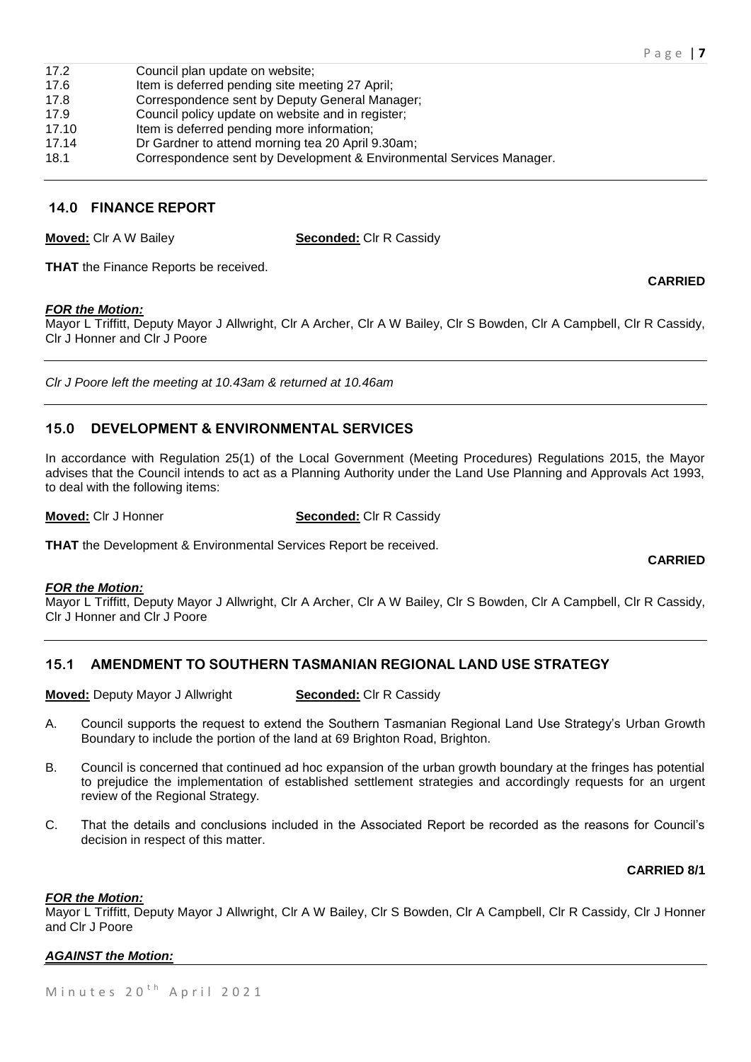17.2 Council plan update on website;
17.6 Item is deferred pending site meeting 27 April;
17.8 Correspondence sent by Deputy General Manager;
17.9 Council policy update on website and in register;
17.10 Item is deferred pending more information;
17.14 Dr Gardner to attend morning tea 20 April 9.30am;
18.1 Correspondence sent by Development & Environmental Services Manager.

## 14.0 FINANCE REPORT

**Moved:** Clr A W Bailey **Seconded:** Clr R Cassidy

**THAT** the Finance Reports be received.

**CARRIED**

***FOR the Motion:***
Mayor L Triffitt, Deputy Mayor J Allwright, Clr A Archer, Clr A W Bailey, Clr S Bowden, Clr A Campbell, Clr R Cassidy, Clr J Honner and Clr J Poore

*Clr J Poore left the meeting at 10.43am & returned at 10.46am*

## 15.0 DEVELOPMENT & ENVIRONMENTAL SERVICES

In accordance with Regulation 25(1) of the Local Government (Meeting Procedures) Regulations 2015, the Mayor advises that the Council intends to act as a Planning Authority under the Land Use Planning and Approvals Act 1993, to deal with the following items:

**Moved:** Clr J Honner **Seconded:** Clr R Cassidy

**THAT** the Development & Environmental Services Report be received.

**CARRIED**

***FOR the Motion:***
Mayor L Triffitt, Deputy Mayor J Allwright, Clr A Archer, Clr A W Bailey, Clr S Bowden, Clr A Campbell, Clr R Cassidy, Clr J Honner and Clr J Poore

## 15.1 AMENDMENT TO SOUTHERN TASMANIAN REGIONAL LAND USE STRATEGY

**Moved:** Deputy Mayor J Allwright **Seconded:** Clr R Cassidy

A. Council supports the request to extend the Southern Tasmanian Regional Land Use Strategy's Urban Growth Boundary to include the portion of the land at 69 Brighton Road, Brighton.

B. Council is concerned that continued ad hoc expansion of the urban growth boundary at the fringes has potential to prejudice the implementation of established settlement strategies and accordingly requests for an urgent review of the Regional Strategy.

C. That the details and conclusions included in the Associated Report be recorded as the reasons for Council's decision in respect of this matter.

**CARRIED 8/1**

***FOR the Motion:***
Mayor L Triffitt, Deputy Mayor J Allwright, Clr A W Bailey, Clr S Bowden, Clr A Campbell, Clr R Cassidy, Clr J Honner and Clr J Poore

***AGAINST the Motion:***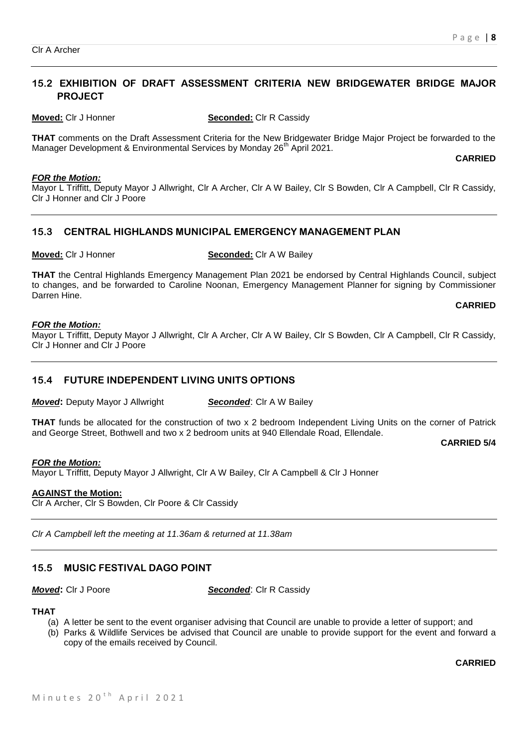Clr A Archer

## 15.2 EXHIBITION OF DRAFT ASSESSMENT CRITERIA NEW BRIDGEWATER BRIDGE MAJOR PROJECT

**Moved:** Clr J Honner **Seconded:** Clr R Cassidy

**THAT** comments on the Draft Assessment Criteria for the New Bridgewater Bridge Major Project be forwarded to the Manager Development & Environmental Services by Monday 26th April 2021.

**CARRIED**

***FOR the Motion:***
Mayor L Triffitt, Deputy Mayor J Allwright, Clr A Archer, Clr A W Bailey, Clr S Bowden, Clr A Campbell, Clr R Cassidy, Clr J Honner and Clr J Poore

## 15.3 CENTRAL HIGHLANDS MUNICIPAL EMERGENCY MANAGEMENT PLAN

**Moved:** Clr J Honner **Seconded:** Clr A W Bailey

**THAT** the Central Highlands Emergency Management Plan 2021 be endorsed by Central Highlands Council, subject to changes, and be forwarded to Caroline Noonan, Emergency Management Planner for signing by Commissioner Darren Hine.

**CARRIED**

***FOR the Motion:***
Mayor L Triffitt, Deputy Mayor J Allwright, Clr A Archer, Clr A W Bailey, Clr S Bowden, Clr A Campbell, Clr R Cassidy, Clr J Honner and Clr J Poore

## 15.4 FUTURE INDEPENDENT LIVING UNITS OPTIONS

***Moved*:** Deputy Mayor J Allwright ***Seconded***: Clr A W Bailey

**THAT** funds be allocated for the construction of two x 2 bedroom Independent Living Units on the corner of Patrick and George Street, Bothwell and two x 2 bedroom units at 940 Ellendale Road, Ellendale.

**CARRIED 5/4**

***FOR the Motion:***
Mayor L Triffitt, Deputy Mayor J Allwright, Clr A W Bailey, Clr A Campbell & Clr J Honner

**AGAINST the Motion:**
Clr A Archer, Clr S Bowden, Clr Poore & Clr Cassidy

*Clr A Campbell left the meeting at 11.36am & returned at 11.38am*

## 15.5 MUSIC FESTIVAL DAGO POINT

***Moved*:** Clr J Poore ***Seconded***: Clr R Cassidy

**THAT**

(a) A letter be sent to the event organiser advising that Council are unable to provide a letter of support; and
(b) Parks & Wildlife Services be advised that Council are unable to provide support for the event and forward a copy of the emails received by Council.

**CARRIED**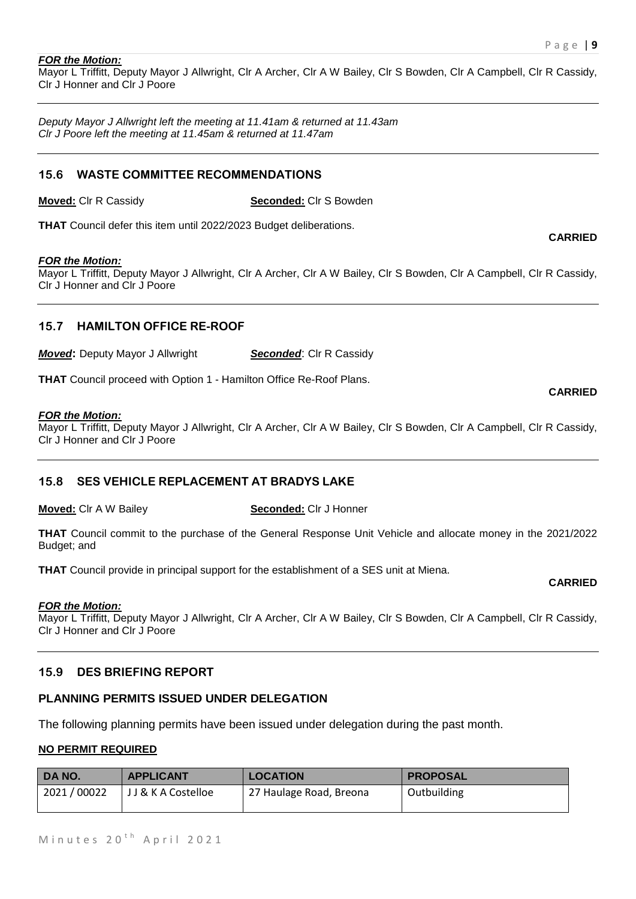***FOR the Motion:***
Mayor L Triffitt, Deputy Mayor J Allwright, Clr A Archer, Clr A W Bailey, Clr S Bowden, Clr A Campbell, Clr R Cassidy, Clr J Honner and Clr J Poore

*Deputy Mayor J Allwright left the meeting at 11.41am & returned at 11.43am*
*Clr J Poore left the meeting at 11.45am & returned at 11.47am*

## 15.6 WASTE COMMITTEE RECOMMENDATIONS

**Moved:** Clr R Cassidy **Seconded:** Clr S Bowden

**THAT** Council defer this item until 2022/2023 Budget deliberations.

**CARRIED**

***FOR the Motion:***
Mayor L Triffitt, Deputy Mayor J Allwright, Clr A Archer, Clr A W Bailey, Clr S Bowden, Clr A Campbell, Clr R Cassidy, Clr J Honner and Clr J Poore

## 15.7 HAMILTON OFFICE RE-ROOF

***Moved*:** Deputy Mayor J Allwright ***Seconded***: Clr R Cassidy

**THAT** Council proceed with Option 1 - Hamilton Office Re-Roof Plans.

**CARRIED**

***FOR the Motion:***
Mayor L Triffitt, Deputy Mayor J Allwright, Clr A Archer, Clr A W Bailey, Clr S Bowden, Clr A Campbell, Clr R Cassidy, Clr J Honner and Clr J Poore

## 15.8 SES VEHICLE REPLACEMENT AT BRADYS LAKE

**Moved:** Clr A W Bailey **Seconded:** Clr J Honner

**THAT** Council commit to the purchase of the General Response Unit Vehicle and allocate money in the 2021/2022 Budget; and

**THAT** Council provide in principal support for the establishment of a SES unit at Miena.

**CARRIED**

***FOR the Motion:***
Mayor L Triffitt, Deputy Mayor J Allwright, Clr A Archer, Clr A W Bailey, Clr S Bowden, Clr A Campbell, Clr R Cassidy, Clr J Honner and Clr J Poore

## 15.9 DES BRIEFING REPORT

### PLANNING PERMITS ISSUED UNDER DELEGATION

The following planning permits have been issued under delegation during the past month.

**NO PERMIT REQUIRED**

| DA NO. | APPLICANT | LOCATION | PROPOSAL |
|---|---|---|---|
| 2021 / 00022 | J J & K A Costelloe | 27 Haulage Road, Breona | Outbuilding |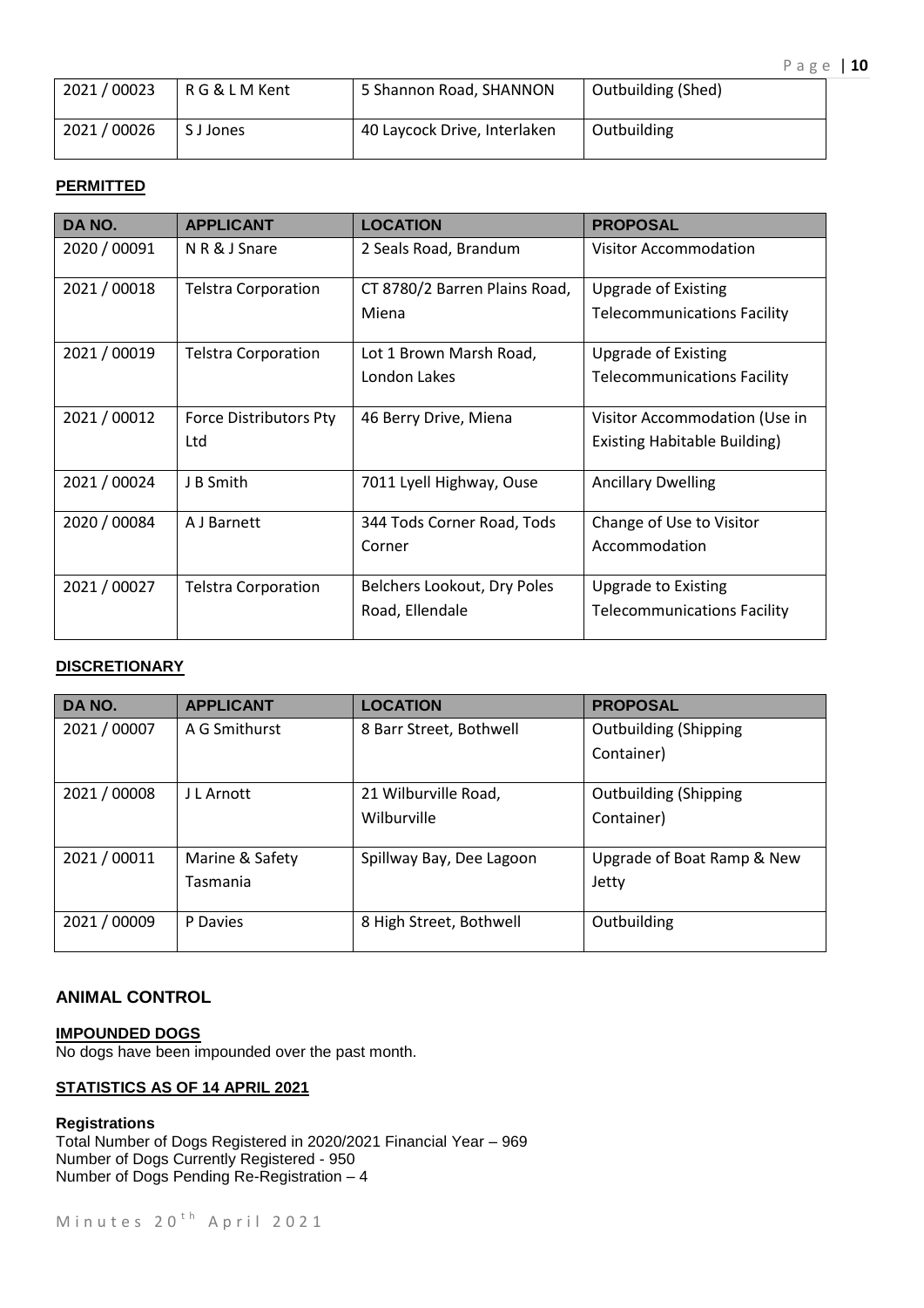| | | | |
|---|---|---|---|
| 2021 / 00023 | R G & L M Kent | 5 Shannon Road, SHANNON | Outbuilding (Shed) |
| 2021 / 00026 | S J Jones | 40 Laycock Drive, Interlaken | Outbuilding |

**PERMITTED**

| DA NO. | APPLICANT | LOCATION | PROPOSAL |
|---|---|---|---|
| 2020 / 00091 | N R & J Snare | 2 Seals Road, Brandum | Visitor Accommodation |
| 2021 / 00018 | Telstra Corporation | CT 8780/2 Barren Plains Road, Miena | Upgrade of Existing Telecommunications Facility |
| 2021 / 00019 | Telstra Corporation | Lot 1 Brown Marsh Road, London Lakes | Upgrade of Existing Telecommunications Facility |
| 2021 / 00012 | Force Distributors Pty Ltd | 46 Berry Drive, Miena | Visitor Accommodation (Use in Existing Habitable Building) |
| 2021 / 00024 | J B Smith | 7011 Lyell Highway, Ouse | Ancillary Dwelling |
| 2020 / 00084 | A J Barnett | 344 Tods Corner Road, Tods Corner | Change of Use to Visitor Accommodation |
| 2021 / 00027 | Telstra Corporation | Belchers Lookout, Dry Poles Road, Ellendale | Upgrade to Existing Telecommunications Facility |

**DISCRETIONARY**

| DA NO. | APPLICANT | LOCATION | PROPOSAL |
|---|---|---|---|
| 2021 / 00007 | A G Smithurst | 8 Barr Street, Bothwell | Outbuilding (Shipping Container) |
| 2021 / 00008 | J L Arnott | 21 Wilburville Road, Wilburville | Outbuilding (Shipping Container) |
| 2021 / 00011 | Marine & Safety Tasmania | Spillway Bay, Dee Lagoon | Upgrade of Boat Ramp & New Jetty |
| 2021 / 00009 | P Davies | 8 High Street, Bothwell | Outbuilding |

## ANIMAL CONTROL

**IMPOUNDED DOGS**

No dogs have been impounded over the past month.

**STATISTICS AS OF 14 APRIL 2021**

**Registrations**

Total Number of Dogs Registered in 2020/2021 Financial Year – 969
Number of Dogs Currently Registered - 950
Number of Dogs Pending Re-Registration – 4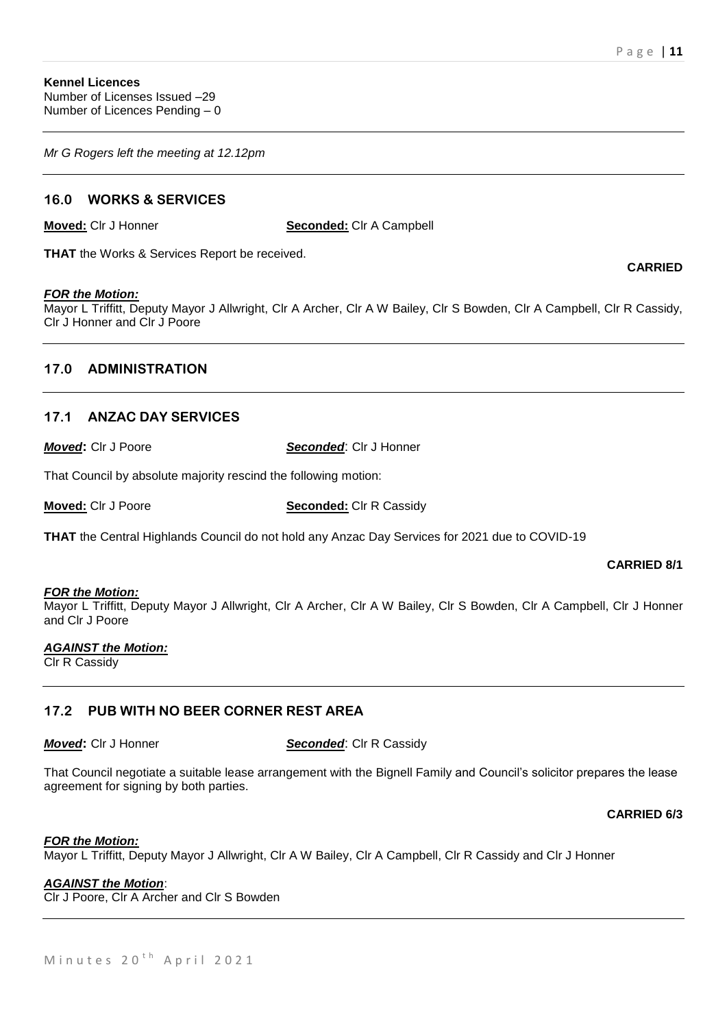**Kennel Licences**
Number of Licenses Issued –29
Number of Licences Pending – 0

---

*Mr G Rogers left the meeting at 12.12pm*

---

## 16.0 WORKS & SERVICES

**Moved:** Clr J Honner **Seconded:** Clr A Campbell

**THAT** the Works & Services Report be received.

**CARRIED**

***FOR the Motion:***
Mayor L Triffitt, Deputy Mayor J Allwright, Clr A Archer, Clr A W Bailey, Clr S Bowden, Clr A Campbell, Clr R Cassidy, Clr J Honner and Clr J Poore

---

## 17.0 ADMINISTRATION

---

## 17.1 ANZAC DAY SERVICES

***Moved*:** Clr J Poore ***Seconded***: Clr J Honner

That Council by absolute majority rescind the following motion:

**Moved:** Clr J Poore **Seconded:** Clr R Cassidy

**THAT** the Central Highlands Council do not hold any Anzac Day Services for 2021 due to COVID-19

**CARRIED 8/1**

***FOR the Motion:***
Mayor L Triffitt, Deputy Mayor J Allwright, Clr A Archer, Clr A W Bailey, Clr S Bowden, Clr A Campbell, Clr J Honner and Clr J Poore

***AGAINST the Motion:***
Clr R Cassidy

---

## 17.2 PUB WITH NO BEER CORNER REST AREA

***Moved*:** Clr J Honner ***Seconded***: Clr R Cassidy

That Council negotiate a suitable lease arrangement with the Bignell Family and Council's solicitor prepares the lease agreement for signing by both parties.

**CARRIED 6/3**

***FOR the Motion:***
Mayor L Triffitt, Deputy Mayor J Allwright, Clr A W Bailey, Clr A Campbell, Clr R Cassidy and Clr J Honner

***AGAINST the Motion***:
Clr J Poore, Clr A Archer and Clr S Bowden

---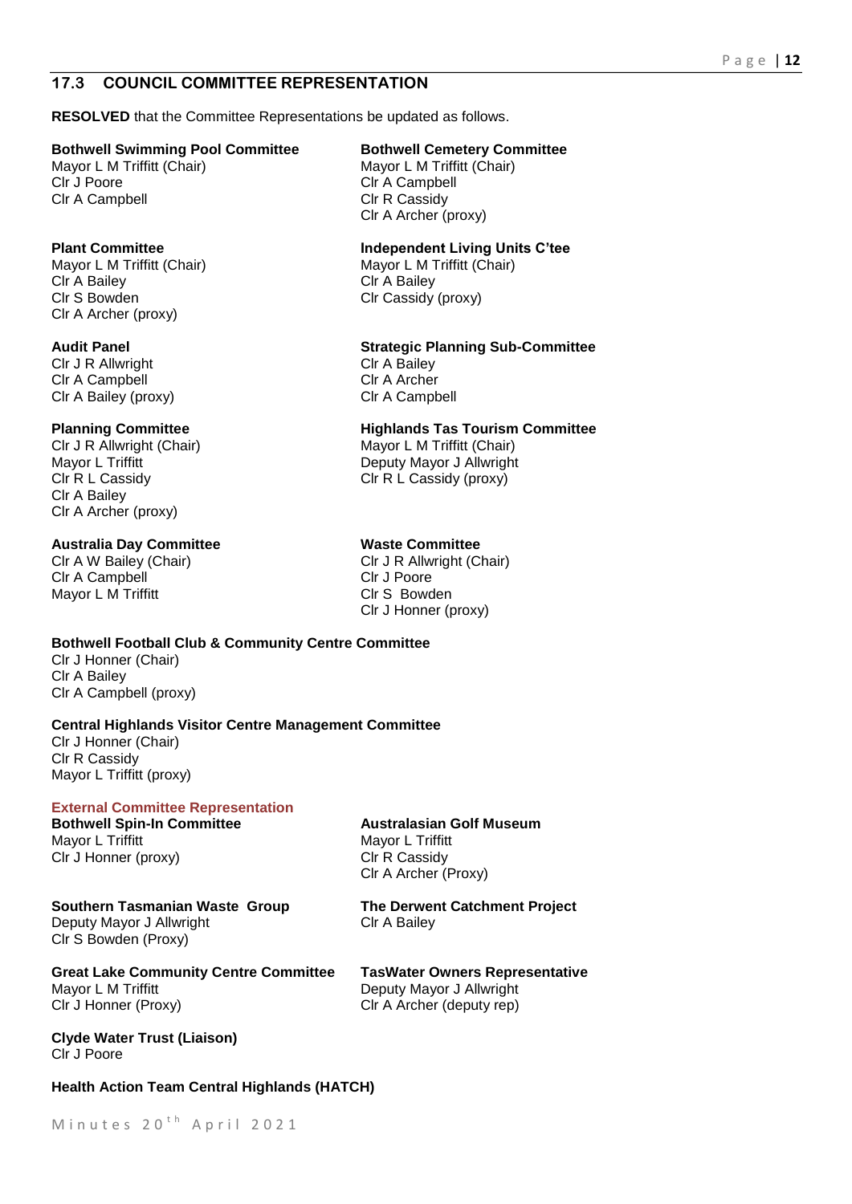## 17.3 COUNCIL COMMITTEE REPRESENTATION

**RESOLVED** that the Committee Representations be updated as follows.

**Bothwell Swimming Pool Committee**
Mayor L M Triffitt (Chair)
Clr J Poore
Clr A Campbell

**Bothwell Cemetery Committee**
Mayor L M Triffitt (Chair)
Clr A Campbell
Clr R Cassidy
Clr A Archer (proxy)

**Plant Committee**
Mayor L M Triffitt (Chair)
Clr A Bailey
Clr S Bowden
Clr A Archer (proxy)

**Independent Living Units C'tee**
Mayor L M Triffitt (Chair)
Clr A Bailey
Clr Cassidy (proxy)

**Audit Panel**
Clr J R Allwright
Clr A Campbell
Clr A Bailey (proxy)

**Strategic Planning Sub-Committee**
Clr A Bailey
Clr A Archer
Clr A Campbell

**Planning Committee**
Clr J R Allwright (Chair)
Mayor L Triffitt
Clr R L Cassidy
Clr A Bailey
Clr A Archer (proxy)

**Highlands Tas Tourism Committee**
Mayor L M Triffitt (Chair)
Deputy Mayor J Allwright
Clr R L Cassidy (proxy)

**Australia Day Committee**
Clr A W Bailey (Chair)
Clr A Campbell
Mayor L M Triffitt

**Waste Committee**
Clr J R Allwright (Chair)
Clr J Poore
Clr S Bowden
Clr J Honner (proxy)

**Bothwell Football Club & Community Centre Committee**
Clr J Honner (Chair)
Clr A Bailey
Clr A Campbell (proxy)

**Central Highlands Visitor Centre Management Committee**
Clr J Honner (Chair)
Clr R Cassidy
Mayor L Triffitt (proxy)

### External Committee Representation

**Bothwell Spin-In Committee**
Mayor L Triffitt
Clr J Honner (proxy)

**Australasian Golf Museum**
Mayor L Triffitt
Clr R Cassidy
Clr A Archer (Proxy)

**Southern Tasmanian Waste Group**
Deputy Mayor J Allwright
Clr S Bowden (Proxy)

**The Derwent Catchment Project**
Clr A Bailey

**Great Lake Community Centre Committee**
Mayor L M Triffitt
Clr J Honner (Proxy)

**TasWater Owners Representative**
Deputy Mayor J Allwright
Clr A Archer (deputy rep)

**Clyde Water Trust (Liaison)**
Clr J Poore

**Health Action Team Central Highlands (HATCH)**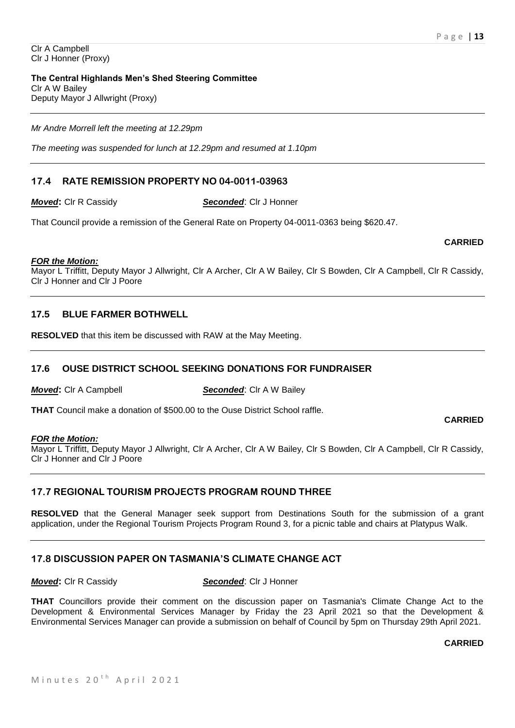Clr A Campbell
Clr J Honner (Proxy)

**The Central Highlands Men's Shed Steering Committee**
Clr A W Bailey
Deputy Mayor J Allwright (Proxy)

---

*Mr Andre Morrell left the meeting at 12.29pm*

*The meeting was suspended for lunch at 12.29pm and resumed at 1.10pm*

---

## 17.4 RATE REMISSION PROPERTY NO 04-0011-03963

***Moved*:** Clr R Cassidy ***Seconded***: Clr J Honner

That Council provide a remission of the General Rate on Property 04-0011-0363 being $620.47.

**CARRIED**

***FOR the Motion:***
Mayor L Triffitt, Deputy Mayor J Allwright, Clr A Archer, Clr A W Bailey, Clr S Bowden, Clr A Campbell, Clr R Cassidy, Clr J Honner and Clr J Poore

---

## 17.5 BLUE FARMER BOTHWELL

**RESOLVED** that this item be discussed with RAW at the May Meeting.

---

## 17.6 OUSE DISTRICT SCHOOL SEEKING DONATIONS FOR FUNDRAISER

***Moved*:** Clr A Campbell ***Seconded***: Clr A W Bailey

**THAT** Council make a donation of $500.00 to the Ouse District School raffle.

**CARRIED**

***FOR the Motion:***
Mayor L Triffitt, Deputy Mayor J Allwright, Clr A Archer, Clr A W Bailey, Clr S Bowden, Clr A Campbell, Clr R Cassidy, Clr J Honner and Clr J Poore

---

## 17.7 REGIONAL TOURISM PROJECTS PROGRAM ROUND THREE

**RESOLVED** that the General Manager seek support from Destinations South for the submission of a grant application, under the Regional Tourism Projects Program Round 3, for a picnic table and chairs at Platypus Walk.

---

## 17.8 DISCUSSION PAPER ON TASMANIA'S CLIMATE CHANGE ACT

***Moved*:** Clr R Cassidy ***Seconded***: Clr J Honner

**THAT** Councillors provide their comment on the discussion paper on Tasmania's Climate Change Act to the Development & Environmental Services Manager by Friday the 23 April 2021 so that the Development & Environmental Services Manager can provide a submission on behalf of Council by 5pm on Thursday 29th April 2021.

**CARRIED**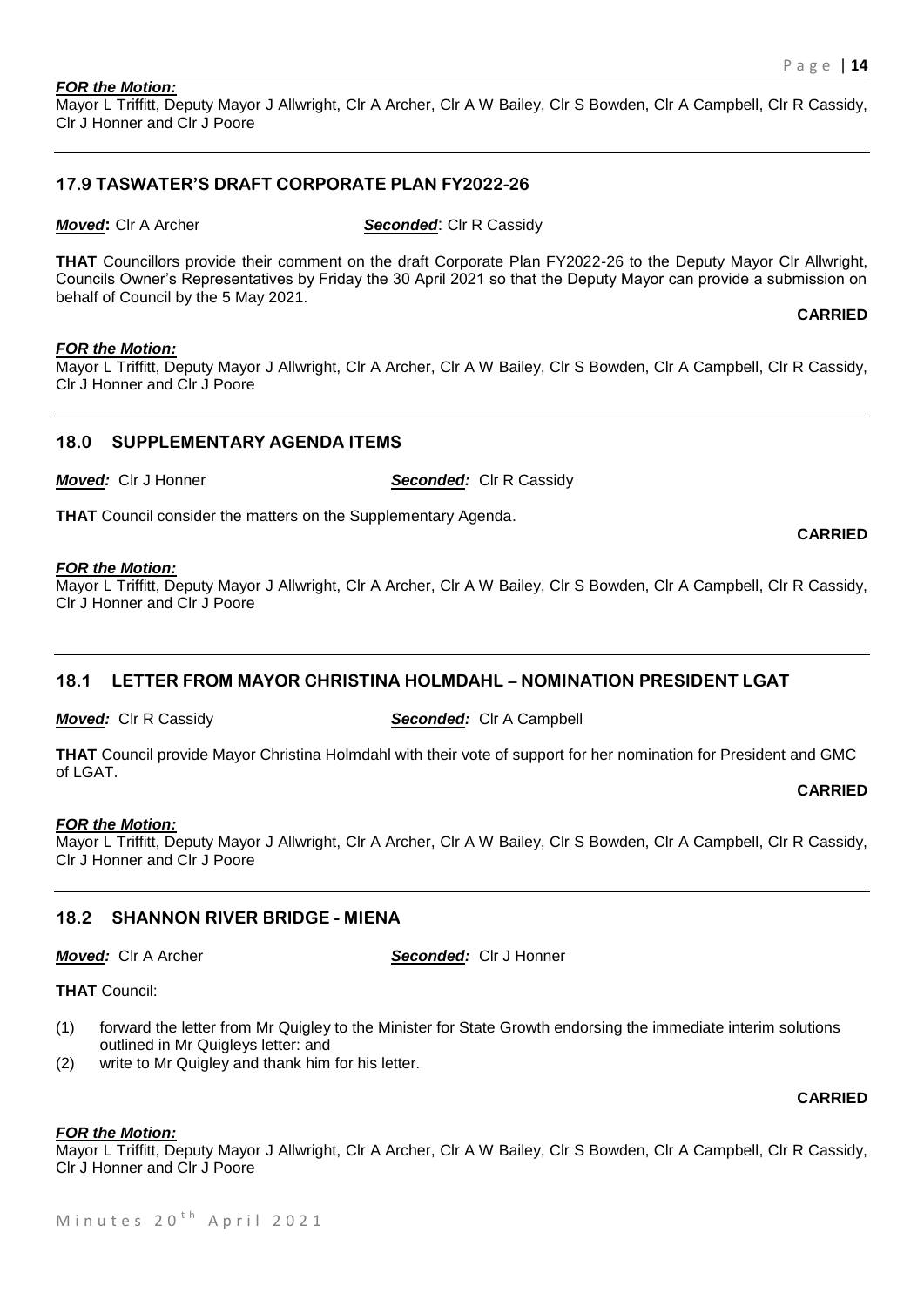***FOR the Motion:***
Mayor L Triffitt, Deputy Mayor J Allwright, Clr A Archer, Clr A W Bailey, Clr S Bowden, Clr A Campbell, Clr R Cassidy, Clr J Honner and Clr J Poore

---

## 17.9 TASWATER'S DRAFT CORPORATE PLAN FY2022-26

***Moved*:** Clr A Archer ***Seconded***: Clr R Cassidy

**THAT** Councillors provide their comment on the draft Corporate Plan FY2022-26 to the Deputy Mayor Clr Allwright, Councils Owner's Representatives by Friday the 30 April 2021 so that the Deputy Mayor can provide a submission on behalf of Council by the 5 May 2021.

**CARRIED**

***FOR the Motion:***
Mayor L Triffitt, Deputy Mayor J Allwright, Clr A Archer, Clr A W Bailey, Clr S Bowden, Clr A Campbell, Clr R Cassidy, Clr J Honner and Clr J Poore

---

## 18.0 SUPPLEMENTARY AGENDA ITEMS

***Moved:*** Clr J Honner ***Seconded:*** Clr R Cassidy

**THAT** Council consider the matters on the Supplementary Agenda.

**CARRIED**

***FOR the Motion:***
Mayor L Triffitt, Deputy Mayor J Allwright, Clr A Archer, Clr A W Bailey, Clr S Bowden, Clr A Campbell, Clr R Cassidy, Clr J Honner and Clr J Poore

---

## 18.1 LETTER FROM MAYOR CHRISTINA HOLMDAHL – NOMINATION PRESIDENT LGAT

***Moved:*** Clr R Cassidy ***Seconded:*** Clr A Campbell

**THAT** Council provide Mayor Christina Holmdahl with their vote of support for her nomination for President and GMC of LGAT.

**CARRIED**

***FOR the Motion:***
Mayor L Triffitt, Deputy Mayor J Allwright, Clr A Archer, Clr A W Bailey, Clr S Bowden, Clr A Campbell, Clr R Cassidy, Clr J Honner and Clr J Poore

---

## 18.2 SHANNON RIVER BRIDGE - MIENA

***Moved:*** Clr A Archer ***Seconded:*** Clr J Honner

**THAT** Council:

(1) forward the letter from Mr Quigley to the Minister for State Growth endorsing the immediate interim solutions outlined in Mr Quigleys letter: and
(2) write to Mr Quigley and thank him for his letter.

**CARRIED**

***FOR the Motion:***
Mayor L Triffitt, Deputy Mayor J Allwright, Clr A Archer, Clr A W Bailey, Clr S Bowden, Clr A Campbell, Clr R Cassidy, Clr J Honner and Clr J Poore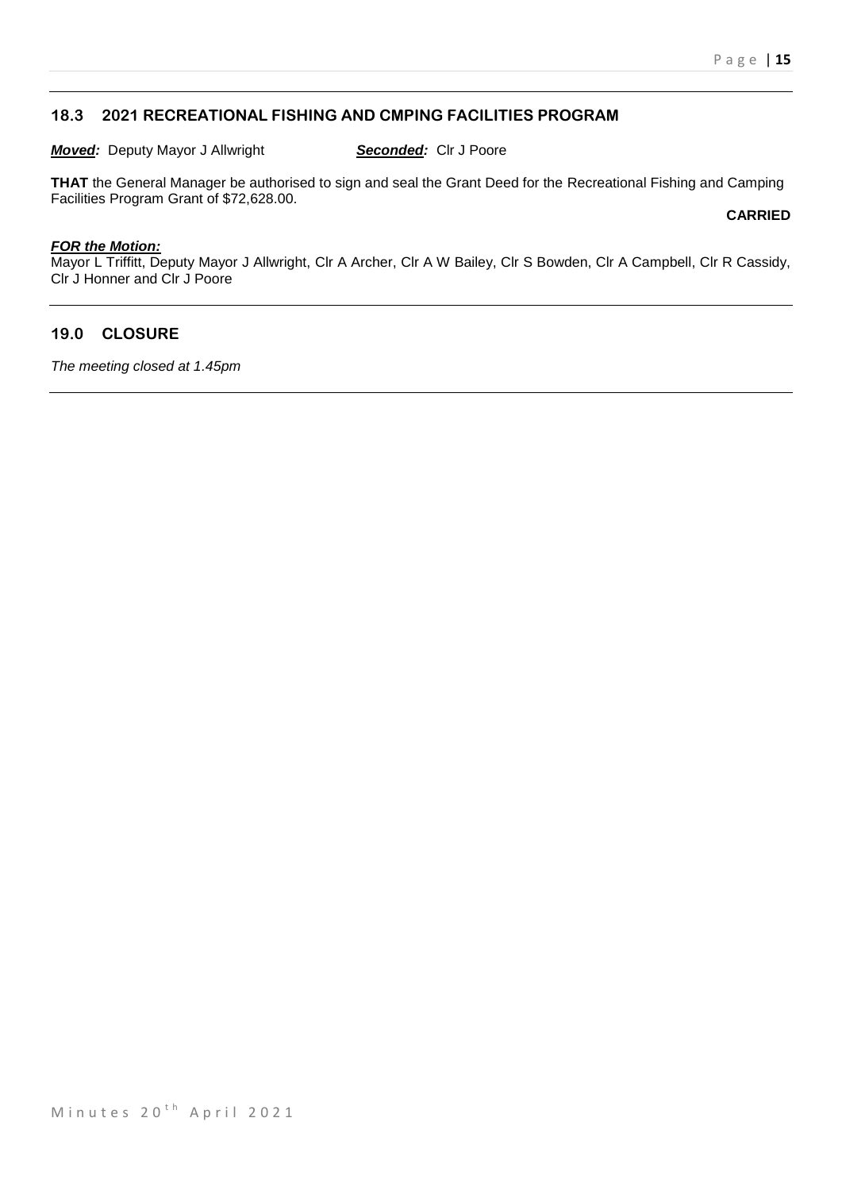### 18.3 2021 RECREATIONAL FISHING AND CMPING FACILITIES PROGRAM

***Moved:*** Deputy Mayor J Allwright ***Seconded:*** Clr J Poore

**THAT** the General Manager be authorised to sign and seal the Grant Deed for the Recreational Fishing and Camping Facilities Program Grant of $72,628.00.

**CARRIED**

***FOR the Motion:***
Mayor L Triffitt, Deputy Mayor J Allwright, Clr A Archer, Clr A W Bailey, Clr S Bowden, Clr A Campbell, Clr R Cassidy, Clr J Honner and Clr J Poore

### 19.0 CLOSURE

*The meeting closed at 1.45pm*